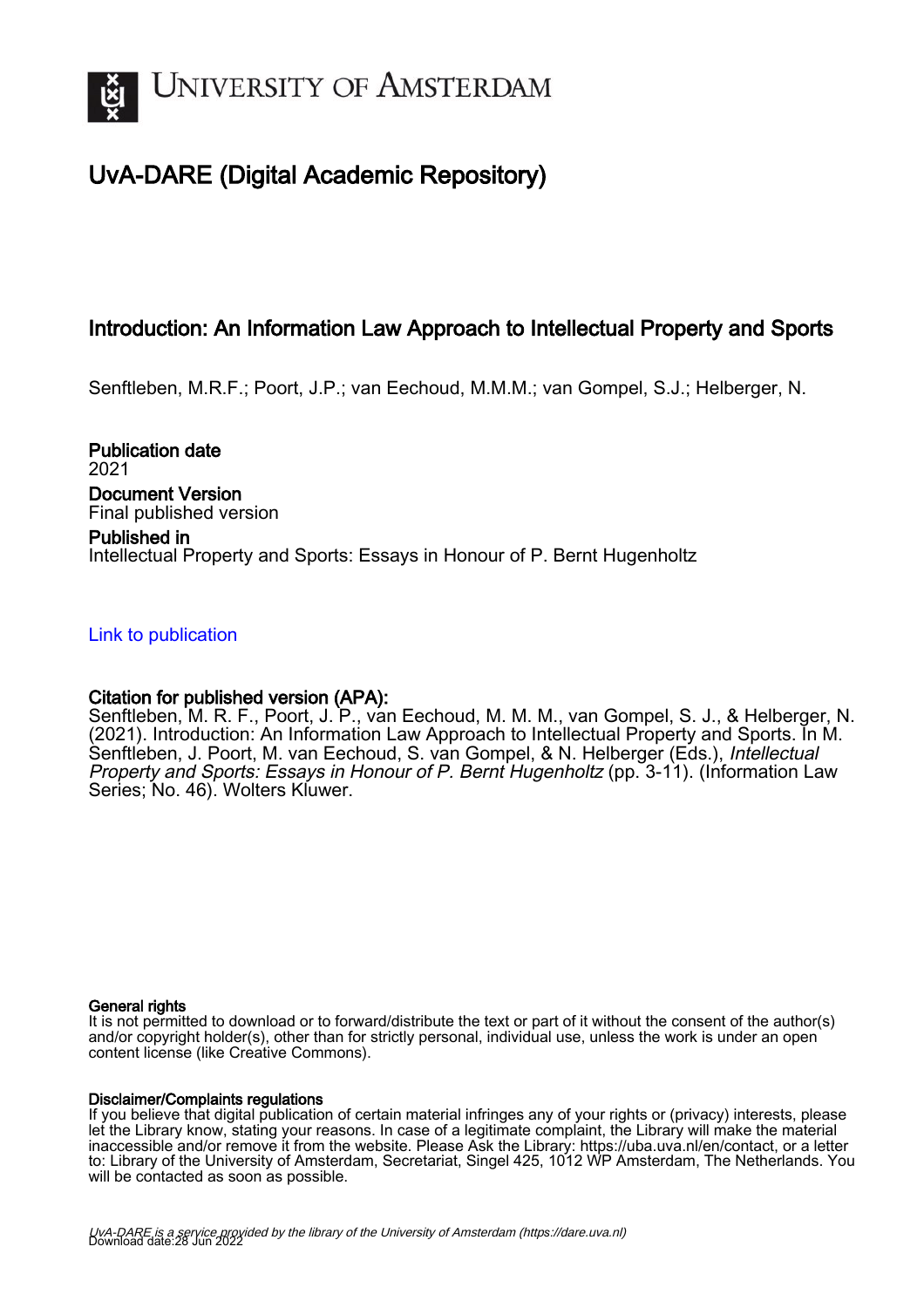UNIVERSITY OF AMSTERDAM

# UvA-DARE (Digital Academic Repository)

## Introduction: An Information Law Approach to Intellectual Property and Sports

Senftleben, M.R.F.; Poort, J.P.; van Eechoud, M.M.M.; van Gompel, S.J.; Helberger, N.

**Publication date**
2021

**Document Version**
Final published version

**Published in**
Intellectual Property and Sports: Essays in Honour of P. Bernt Hugenholtz

Link to publication

**Citation for published version (APA):**
Senftleben, M. R. F., Poort, J. P., van Eechoud, M. M. M., van Gompel, S. J., & Helberger, N. (2021). Introduction: An Information Law Approach to Intellectual Property and Sports. In M. Senftleben, J. Poort, M. van Eechoud, S. van Gompel, & N. Helberger (Eds.), *Intellectual Property and Sports: Essays in Honour of P. Bernt Hugenholtz* (pp. 3-11). (Information Law Series; No. 46). Wolters Kluwer.

**General rights**
It is not permitted to download or to forward/distribute the text or part of it without the consent of the author(s) and/or copyright holder(s), other than for strictly personal, individual use, unless the work is under an open content license (like Creative Commons).

**Disclaimer/Complaints regulations**
If you believe that digital publication of certain material infringes any of your rights or (privacy) interests, please let the Library know, stating your reasons. In case of a legitimate complaint, the Library will make the material inaccessible and/or remove it from the website. Please Ask the Library: https://uba.uva.nl/en/contact, or a letter to: Library of the University of Amsterdam, Secretariat, Singel 425, 1012 WP Amsterdam, The Netherlands. You will be contacted as soon as possible.

UvA-DARE is a service provided by the library of the University of Amsterdam (https://dare.uva.nl)
Download date:28 Jun 2022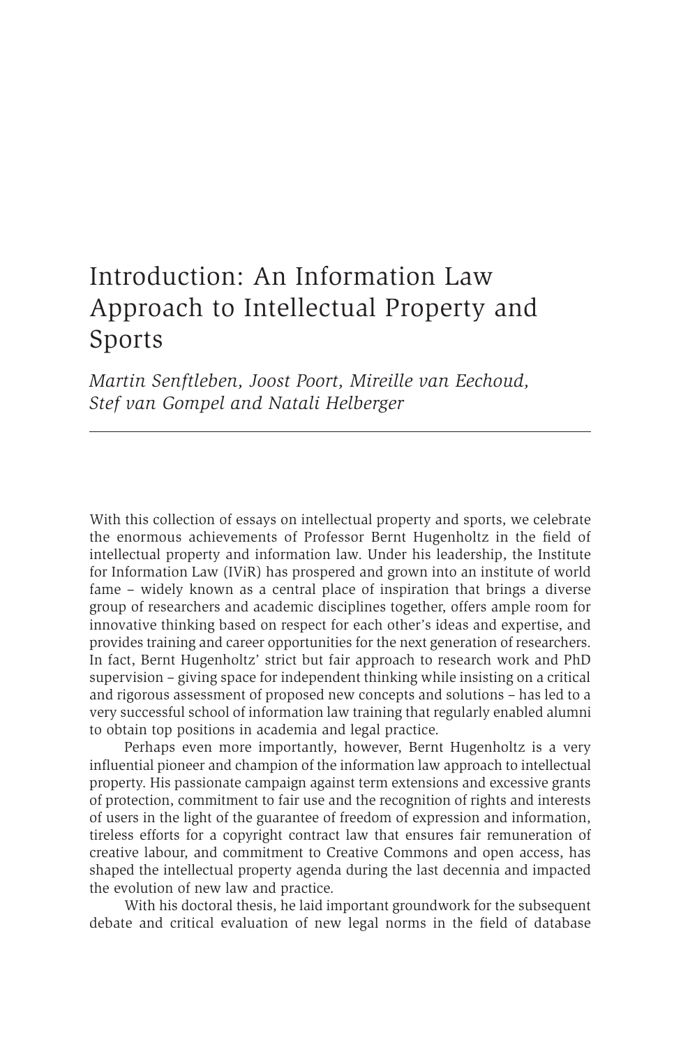# Introduction: An Information Law Approach to Intellectual Property and Sports

*Martin Senftleben, Joost Poort, Mireille van Eechoud, Stef van Gompel and Natali Helberger*

---

With this collection of essays on intellectual property and sports, we celebrate the enormous achievements of Professor Bernt Hugenholtz in the field of intellectual property and information law. Under his leadership, the Institute for Information Law (IViR) has prospered and grown into an institute of world fame – widely known as a central place of inspiration that brings a diverse group of researchers and academic disciplines together, offers ample room for innovative thinking based on respect for each other's ideas and expertise, and provides training and career opportunities for the next generation of researchers. In fact, Bernt Hugenholtz' strict but fair approach to research work and PhD supervision – giving space for independent thinking while insisting on a critical and rigorous assessment of proposed new concepts and solutions – has led to a very successful school of information law training that regularly enabled alumni to obtain top positions in academia and legal practice.

Perhaps even more importantly, however, Bernt Hugenholtz is a very influential pioneer and champion of the information law approach to intellectual property. His passionate campaign against term extensions and excessive grants of protection, commitment to fair use and the recognition of rights and interests of users in the light of the guarantee of freedom of expression and information, tireless efforts for a copyright contract law that ensures fair remuneration of creative labour, and commitment to Creative Commons and open access, has shaped the intellectual property agenda during the last decennia and impacted the evolution of new law and practice.

With his doctoral thesis, he laid important groundwork for the subsequent debate and critical evaluation of new legal norms in the field of database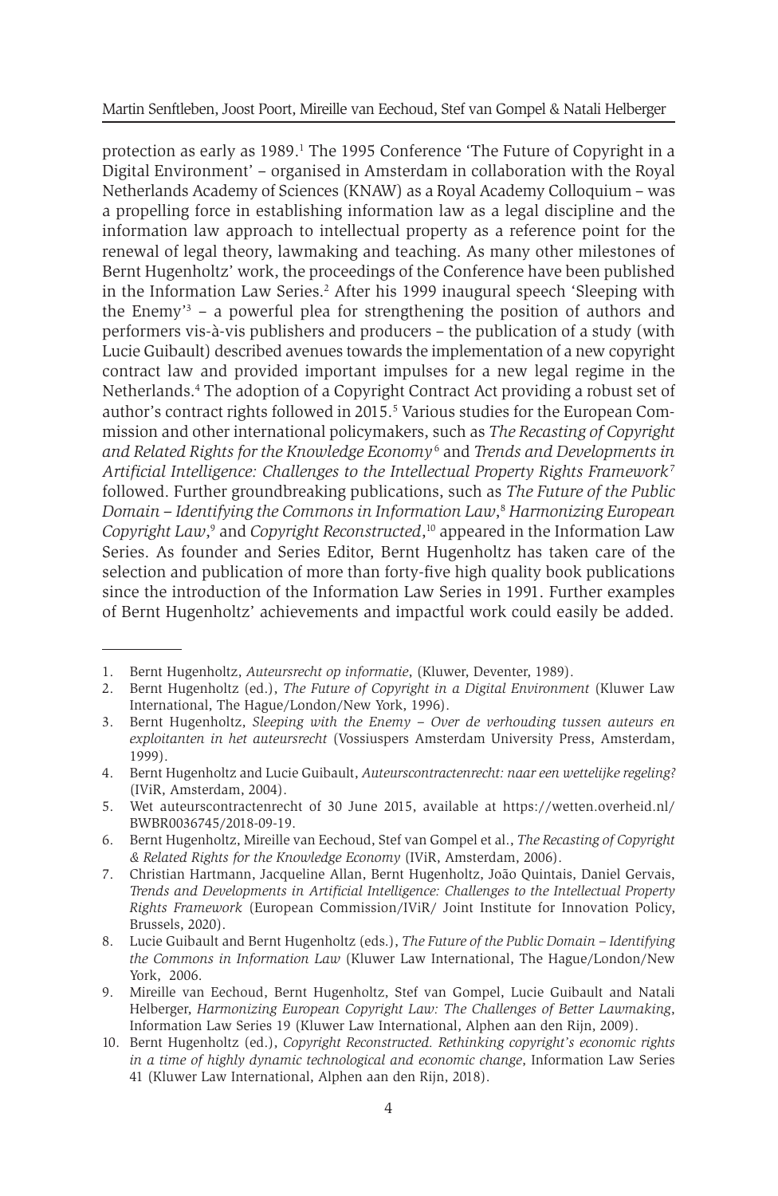protection as early as 1989.[1] The 1995 Conference 'The Future of Copyright in a Digital Environment' – organised in Amsterdam in collaboration with the Royal Netherlands Academy of Sciences (KNAW) as a Royal Academy Colloquium – was a propelling force in establishing information law as a legal discipline and the information law approach to intellectual property as a reference point for the renewal of legal theory, lawmaking and teaching. As many other milestones of Bernt Hugenholtz' work, the proceedings of the Conference have been published in the Information Law Series.[2] After his 1999 inaugural speech 'Sleeping with the Enemy'[3] – a powerful plea for strengthening the position of authors and performers vis-à-vis publishers and producers – the publication of a study (with Lucie Guibault) described avenues towards the implementation of a new copyright contract law and provided important impulses for a new legal regime in the Netherlands.[4] The adoption of a Copyright Contract Act providing a robust set of author's contract rights followed in 2015.[5] Various studies for the European Commission and other international policymakers, such as *The Recasting of Copyright and Related Rights for the Knowledge Economy*[6] and *Trends and Developments in Artificial Intelligence: Challenges to the Intellectual Property Rights Framework*[7] followed. Further groundbreaking publications, such as *The Future of the Public Domain – Identifying the Commons in Information Law*,[8] *Harmonizing European Copyright Law*,[9] and *Copyright Reconstructed*,[10] appeared in the Information Law Series. As founder and Series Editor, Bernt Hugenholtz has taken care of the selection and publication of more than forty-five high quality book publications since the introduction of the Information Law Series in 1991. Further examples of Bernt Hugenholtz' achievements and impactful work could easily be added.

---

1. Bernt Hugenholtz, *Auteursrecht op informatie*, (Kluwer, Deventer, 1989).
2. Bernt Hugenholtz (ed.), *The Future of Copyright in a Digital Environment* (Kluwer Law International, The Hague/London/New York, 1996).
3. Bernt Hugenholtz, *Sleeping with the Enemy – Over de verhouding tussen auteurs en exploitanten in het auteursrecht* (Vossiuspers Amsterdam University Press, Amsterdam, 1999).
4. Bernt Hugenholtz and Lucie Guibault, *Auteurscontractenrecht: naar een wettelijke regeling?* (IViR, Amsterdam, 2004).
5. Wet auteurscontractenrecht of 30 June 2015, available at https://wetten.overheid.nl/BWBR0036745/2018-09-19.
6. Bernt Hugenholtz, Mireille van Eechoud, Stef van Gompel et al., *The Recasting of Copyright & Related Rights for the Knowledge Economy* (IViR, Amsterdam, 2006).
7. Christian Hartmann, Jacqueline Allan, Bernt Hugenholtz, João Quintais, Daniel Gervais, *Trends and Developments in Artificial Intelligence: Challenges to the Intellectual Property Rights Framework* (European Commission/IViR/ Joint Institute for Innovation Policy, Brussels, 2020).
8. Lucie Guibault and Bernt Hugenholtz (eds.), *The Future of the Public Domain – Identifying the Commons in Information Law* (Kluwer Law International, The Hague/London/New York, 2006.
9. Mireille van Eechoud, Bernt Hugenholtz, Stef van Gompel, Lucie Guibault and Natali Helberger, *Harmonizing European Copyright Law: The Challenges of Better Lawmaking*, Information Law Series 19 (Kluwer Law International, Alphen aan den Rijn, 2009).
10. Bernt Hugenholtz (ed.), *Copyright Reconstructed. Rethinking copyright's economic rights in a time of highly dynamic technological and economic change*, Information Law Series 41 (Kluwer Law International, Alphen aan den Rijn, 2018).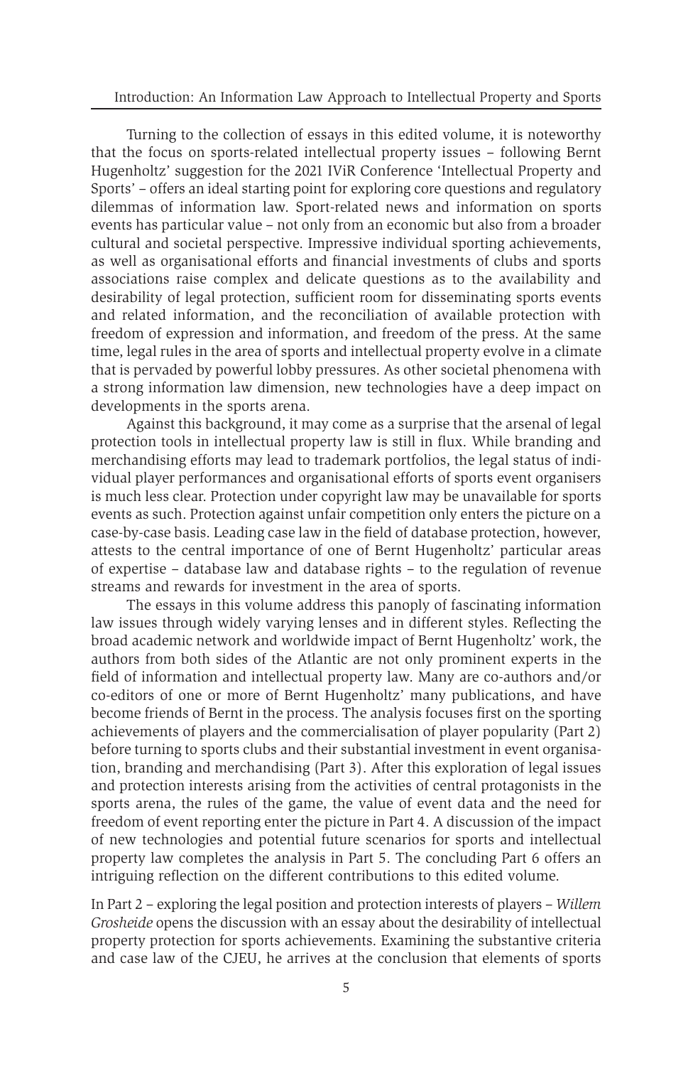Turning to the collection of essays in this edited volume, it is noteworthy that the focus on sports-related intellectual property issues – following Bernt Hugenholtz' suggestion for the 2021 IViR Conference 'Intellectual Property and Sports' – offers an ideal starting point for exploring core questions and regulatory dilemmas of information law. Sport-related news and information on sports events has particular value – not only from an economic but also from a broader cultural and societal perspective. Impressive individual sporting achievements, as well as organisational efforts and financial investments of clubs and sports associations raise complex and delicate questions as to the availability and desirability of legal protection, sufficient room for disseminating sports events and related information, and the reconciliation of available protection with freedom of expression and information, and freedom of the press. At the same time, legal rules in the area of sports and intellectual property evolve in a climate that is pervaded by powerful lobby pressures. As other societal phenomena with a strong information law dimension, new technologies have a deep impact on developments in the sports arena.

Against this background, it may come as a surprise that the arsenal of legal protection tools in intellectual property law is still in flux. While branding and merchandising efforts may lead to trademark portfolios, the legal status of individual player performances and organisational efforts of sports event organisers is much less clear. Protection under copyright law may be unavailable for sports events as such. Protection against unfair competition only enters the picture on a case-by-case basis. Leading case law in the field of database protection, however, attests to the central importance of one of Bernt Hugenholtz' particular areas of expertise – database law and database rights – to the regulation of revenue streams and rewards for investment in the area of sports.

The essays in this volume address this panoply of fascinating information law issues through widely varying lenses and in different styles. Reflecting the broad academic network and worldwide impact of Bernt Hugenholtz' work, the authors from both sides of the Atlantic are not only prominent experts in the field of information and intellectual property law. Many are co-authors and/or co-editors of one or more of Bernt Hugenholtz' many publications, and have become friends of Bernt in the process. The analysis focuses first on the sporting achievements of players and the commercialisation of player popularity (Part 2) before turning to sports clubs and their substantial investment in event organisation, branding and merchandising (Part 3). After this exploration of legal issues and protection interests arising from the activities of central protagonists in the sports arena, the rules of the game, the value of event data and the need for freedom of event reporting enter the picture in Part 4. A discussion of the impact of new technologies and potential future scenarios for sports and intellectual property law completes the analysis in Part 5. The concluding Part 6 offers an intriguing reflection on the different contributions to this edited volume.

In Part 2 – exploring the legal position and protection interests of players – *Willem Grosheide* opens the discussion with an essay about the desirability of intellectual property protection for sports achievements. Examining the substantive criteria and case law of the CJEU, he arrives at the conclusion that elements of sports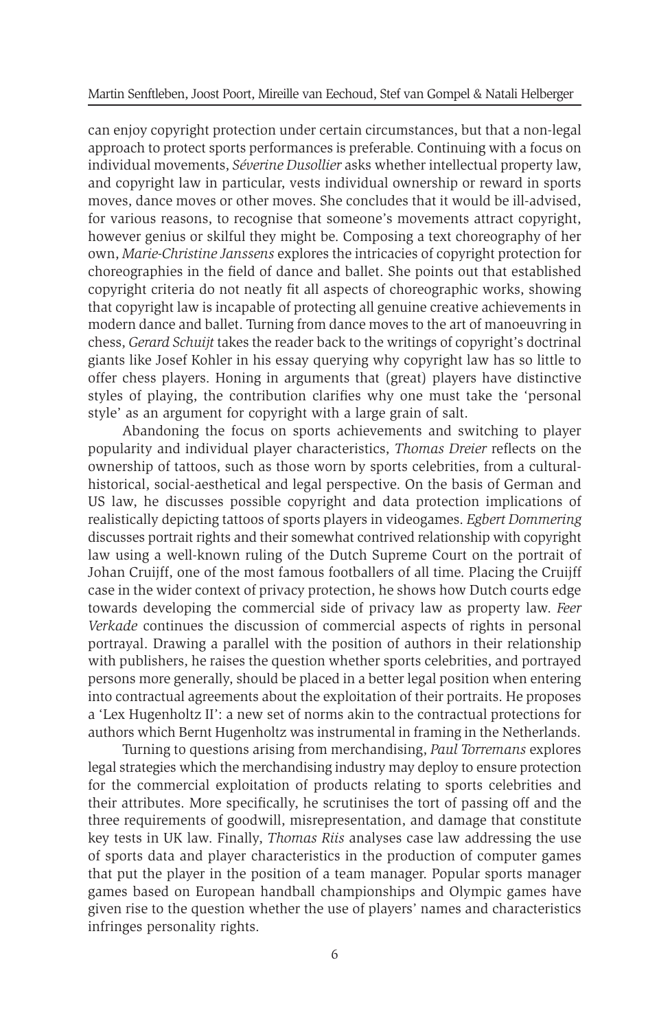can enjoy copyright protection under certain circumstances, but that a non-legal approach to protect sports performances is preferable. Continuing with a focus on individual movements, *Séverine Dusollier* asks whether intellectual property law, and copyright law in particular, vests individual ownership or reward in sports moves, dance moves or other moves. She concludes that it would be ill-advised, for various reasons, to recognise that someone's movements attract copyright, however genius or skilful they might be. Composing a text choreography of her own, *Marie-Christine Janssens* explores the intricacies of copyright protection for choreographies in the field of dance and ballet. She points out that established copyright criteria do not neatly fit all aspects of choreographic works, showing that copyright law is incapable of protecting all genuine creative achievements in modern dance and ballet. Turning from dance moves to the art of manoeuvring in chess, *Gerard Schuijt* takes the reader back to the writings of copyright's doctrinal giants like Josef Kohler in his essay querying why copyright law has so little to offer chess players. Honing in arguments that (great) players have distinctive styles of playing, the contribution clarifies why one must take the 'personal style' as an argument for copyright with a large grain of salt.

Abandoning the focus on sports achievements and switching to player popularity and individual player characteristics, *Thomas Dreier* reflects on the ownership of tattoos, such as those worn by sports celebrities, from a cultural-historical, social-aesthetical and legal perspective. On the basis of German and US law, he discusses possible copyright and data protection implications of realistically depicting tattoos of sports players in videogames. *Egbert Dommering* discusses portrait rights and their somewhat contrived relationship with copyright law using a well-known ruling of the Dutch Supreme Court on the portrait of Johan Cruijff, one of the most famous footballers of all time. Placing the Cruijff case in the wider context of privacy protection, he shows how Dutch courts edge towards developing the commercial side of privacy law as property law. *Feer Verkade* continues the discussion of commercial aspects of rights in personal portrayal. Drawing a parallel with the position of authors in their relationship with publishers, he raises the question whether sports celebrities, and portrayed persons more generally, should be placed in a better legal position when entering into contractual agreements about the exploitation of their portraits. He proposes a 'Lex Hugenholtz II': a new set of norms akin to the contractual protections for authors which Bernt Hugenholtz was instrumental in framing in the Netherlands.

Turning to questions arising from merchandising, *Paul Torremans* explores legal strategies which the merchandising industry may deploy to ensure protection for the commercial exploitation of products relating to sports celebrities and their attributes. More specifically, he scrutinises the tort of passing off and the three requirements of goodwill, misrepresentation, and damage that constitute key tests in UK law. Finally, *Thomas Riis* analyses case law addressing the use of sports data and player characteristics in the production of computer games that put the player in the position of a team manager. Popular sports manager games based on European handball championships and Olympic games have given rise to the question whether the use of players' names and characteristics infringes personality rights.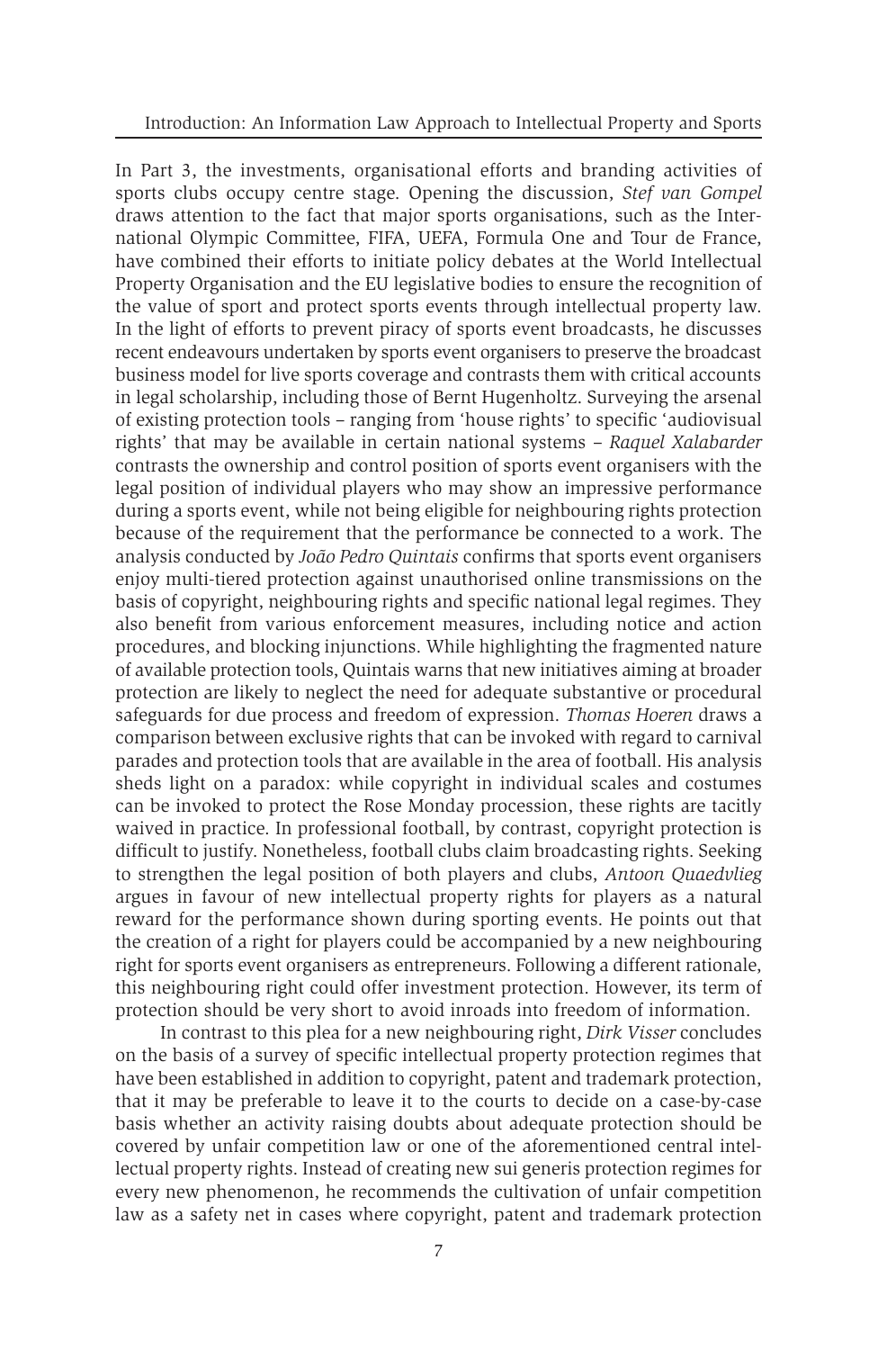In Part 3, the investments, organisational efforts and branding activities of sports clubs occupy centre stage. Opening the discussion, *Stef van Gompel* draws attention to the fact that major sports organisations, such as the International Olympic Committee, FIFA, UEFA, Formula One and Tour de France, have combined their efforts to initiate policy debates at the World Intellectual Property Organisation and the EU legislative bodies to ensure the recognition of the value of sport and protect sports events through intellectual property law. In the light of efforts to prevent piracy of sports event broadcasts, he discusses recent endeavours undertaken by sports event organisers to preserve the broadcast business model for live sports coverage and contrasts them with critical accounts in legal scholarship, including those of Bernt Hugenholtz. Surveying the arsenal of existing protection tools – ranging from 'house rights' to specific 'audiovisual rights' that may be available in certain national systems – *Raquel Xalabarder* contrasts the ownership and control position of sports event organisers with the legal position of individual players who may show an impressive performance during a sports event, while not being eligible for neighbouring rights protection because of the requirement that the performance be connected to a work. The analysis conducted by *João Pedro Quintais* confirms that sports event organisers enjoy multi-tiered protection against unauthorised online transmissions on the basis of copyright, neighbouring rights and specific national legal regimes. They also benefit from various enforcement measures, including notice and action procedures, and blocking injunctions. While highlighting the fragmented nature of available protection tools, Quintais warns that new initiatives aiming at broader protection are likely to neglect the need for adequate substantive or procedural safeguards for due process and freedom of expression. *Thomas Hoeren* draws a comparison between exclusive rights that can be invoked with regard to carnival parades and protection tools that are available in the area of football. His analysis sheds light on a paradox: while copyright in individual scales and costumes can be invoked to protect the Rose Monday procession, these rights are tacitly waived in practice. In professional football, by contrast, copyright protection is difficult to justify. Nonetheless, football clubs claim broadcasting rights. Seeking to strengthen the legal position of both players and clubs, *Antoon Quaedvlieg* argues in favour of new intellectual property rights for players as a natural reward for the performance shown during sporting events. He points out that the creation of a right for players could be accompanied by a new neighbouring right for sports event organisers as entrepreneurs. Following a different rationale, this neighbouring right could offer investment protection. However, its term of protection should be very short to avoid inroads into freedom of information.

In contrast to this plea for a new neighbouring right, *Dirk Visser* concludes on the basis of a survey of specific intellectual property protection regimes that have been established in addition to copyright, patent and trademark protection, that it may be preferable to leave it to the courts to decide on a case-by-case basis whether an activity raising doubts about adequate protection should be covered by unfair competition law or one of the aforementioned central intellectual property rights. Instead of creating new sui generis protection regimes for every new phenomenon, he recommends the cultivation of unfair competition law as a safety net in cases where copyright, patent and trademark protection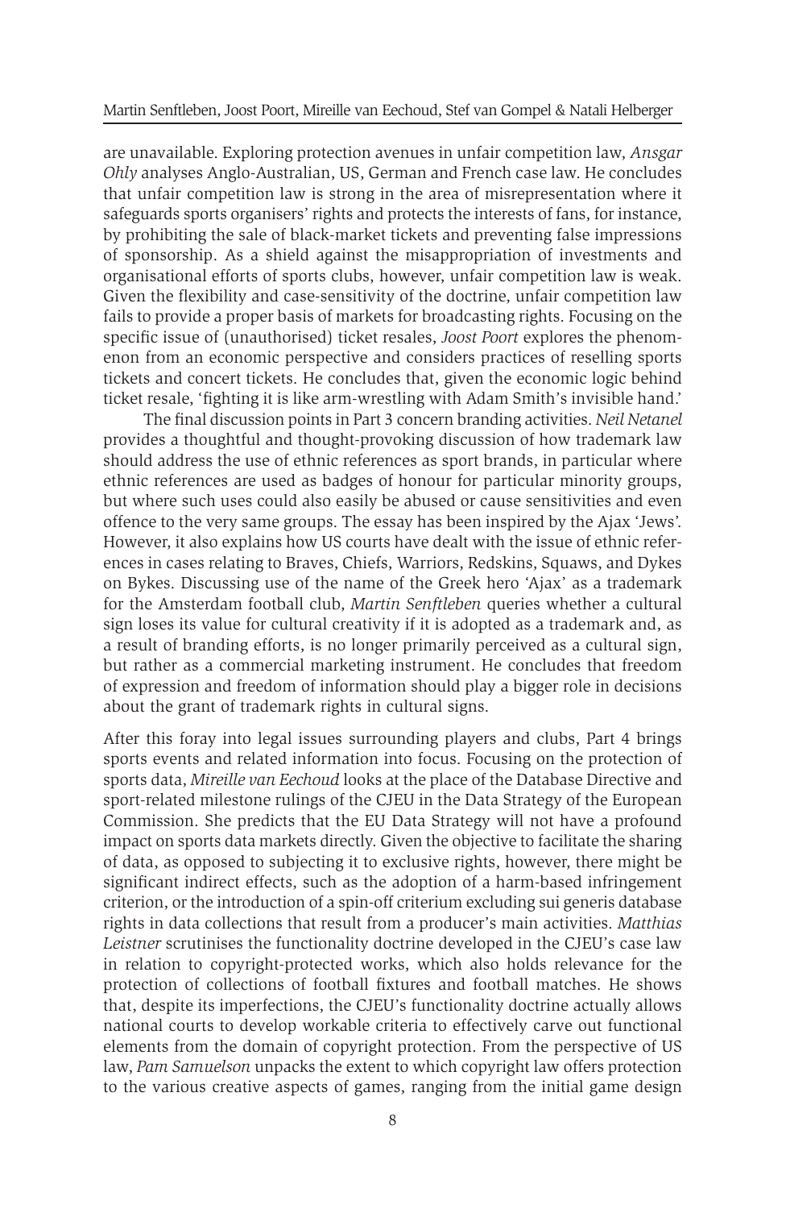are unavailable. Exploring protection avenues in unfair competition law, *Ansgar Ohly* analyses Anglo-Australian, US, German and French case law. He concludes that unfair competition law is strong in the area of misrepresentation where it safeguards sports organisers' rights and protects the interests of fans, for instance, by prohibiting the sale of black-market tickets and preventing false impressions of sponsorship. As a shield against the misappropriation of investments and organisational efforts of sports clubs, however, unfair competition law is weak. Given the flexibility and case-sensitivity of the doctrine, unfair competition law fails to provide a proper basis of markets for broadcasting rights. Focusing on the specific issue of (unauthorised) ticket resales, *Joost Poort* explores the phenomenon from an economic perspective and considers practices of reselling sports tickets and concert tickets. He concludes that, given the economic logic behind ticket resale, 'fighting it is like arm-wrestling with Adam Smith's invisible hand.'

The final discussion points in Part 3 concern branding activities. *Neil Netanel* provides a thoughtful and thought-provoking discussion of how trademark law should address the use of ethnic references as sport brands, in particular where ethnic references are used as badges of honour for particular minority groups, but where such uses could also easily be abused or cause sensitivities and even offence to the very same groups. The essay has been inspired by the Ajax 'Jews'. However, it also explains how US courts have dealt with the issue of ethnic references in cases relating to Braves, Chiefs, Warriors, Redskins, Squaws, and Dykes on Bykes. Discussing use of the name of the Greek hero 'Ajax' as a trademark for the Amsterdam football club, *Martin Senftleben* queries whether a cultural sign loses its value for cultural creativity if it is adopted as a trademark and, as a result of branding efforts, is no longer primarily perceived as a cultural sign, but rather as a commercial marketing instrument. He concludes that freedom of expression and freedom of information should play a bigger role in decisions about the grant of trademark rights in cultural signs.

After this foray into legal issues surrounding players and clubs, Part 4 brings sports events and related information into focus. Focusing on the protection of sports data, *Mireille van Eechoud* looks at the place of the Database Directive and sport-related milestone rulings of the CJEU in the Data Strategy of the European Commission. She predicts that the EU Data Strategy will not have a profound impact on sports data markets directly. Given the objective to facilitate the sharing of data, as opposed to subjecting it to exclusive rights, however, there might be significant indirect effects, such as the adoption of a harm-based infringement criterion, or the introduction of a spin-off criterium excluding sui generis database rights in data collections that result from a producer's main activities. *Matthias Leistner* scrutinises the functionality doctrine developed in the CJEU's case law in relation to copyright-protected works, which also holds relevance for the protection of collections of football fixtures and football matches. He shows that, despite its imperfections, the CJEU's functionality doctrine actually allows national courts to develop workable criteria to effectively carve out functional elements from the domain of copyright protection. From the perspective of US law, *Pam Samuelson* unpacks the extent to which copyright law offers protection to the various creative aspects of games, ranging from the initial game design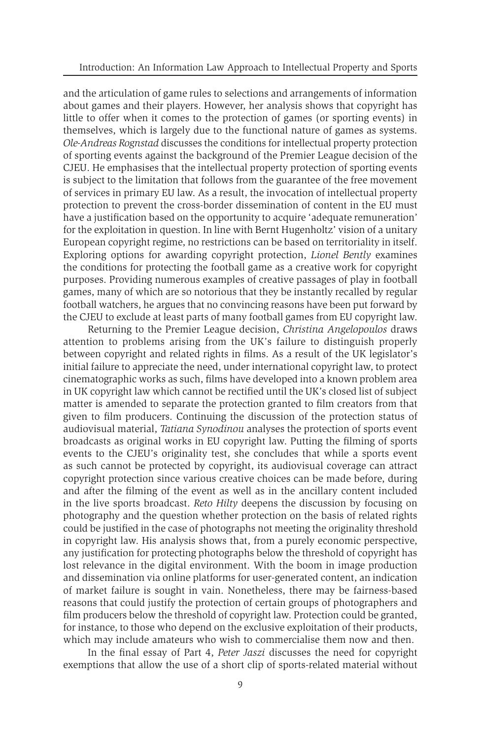and the articulation of game rules to selections and arrangements of information about games and their players. However, her analysis shows that copyright has little to offer when it comes to the protection of games (or sporting events) in themselves, which is largely due to the functional nature of games as systems. *Ole-Andreas Rognstad* discusses the conditions for intellectual property protection of sporting events against the background of the Premier League decision of the CJEU. He emphasises that the intellectual property protection of sporting events is subject to the limitation that follows from the guarantee of the free movement of services in primary EU law. As a result, the invocation of intellectual property protection to prevent the cross-border dissemination of content in the EU must have a justification based on the opportunity to acquire 'adequate remuneration' for the exploitation in question. In line with Bernt Hugenholtz' vision of a unitary European copyright regime, no restrictions can be based on territoriality in itself. Exploring options for awarding copyright protection, *Lionel Bently* examines the conditions for protecting the football game as a creative work for copyright purposes. Providing numerous examples of creative passages of play in football games, many of which are so notorious that they be instantly recalled by regular football watchers, he argues that no convincing reasons have been put forward by the CJEU to exclude at least parts of many football games from EU copyright law.

Returning to the Premier League decision, *Christina Angelopoulos* draws attention to problems arising from the UK's failure to distinguish properly between copyright and related rights in films. As a result of the UK legislator's initial failure to appreciate the need, under international copyright law, to protect cinematographic works as such, films have developed into a known problem area in UK copyright law which cannot be rectified until the UK's closed list of subject matter is amended to separate the protection granted to film creators from that given to film producers. Continuing the discussion of the protection status of audiovisual material, *Tatiana Synodinou* analyses the protection of sports event broadcasts as original works in EU copyright law. Putting the filming of sports events to the CJEU's originality test, she concludes that while a sports event as such cannot be protected by copyright, its audiovisual coverage can attract copyright protection since various creative choices can be made before, during and after the filming of the event as well as in the ancillary content included in the live sports broadcast. *Reto Hilty* deepens the discussion by focusing on photography and the question whether protection on the basis of related rights could be justified in the case of photographs not meeting the originality threshold in copyright law. His analysis shows that, from a purely economic perspective, any justification for protecting photographs below the threshold of copyright has lost relevance in the digital environment. With the boom in image production and dissemination via online platforms for user-generated content, an indication of market failure is sought in vain. Nonetheless, there may be fairness-based reasons that could justify the protection of certain groups of photographers and film producers below the threshold of copyright law. Protection could be granted, for instance, to those who depend on the exclusive exploitation of their products, which may include amateurs who wish to commercialise them now and then.

In the final essay of Part 4, *Peter Jaszi* discusses the need for copyright exemptions that allow the use of a short clip of sports-related material without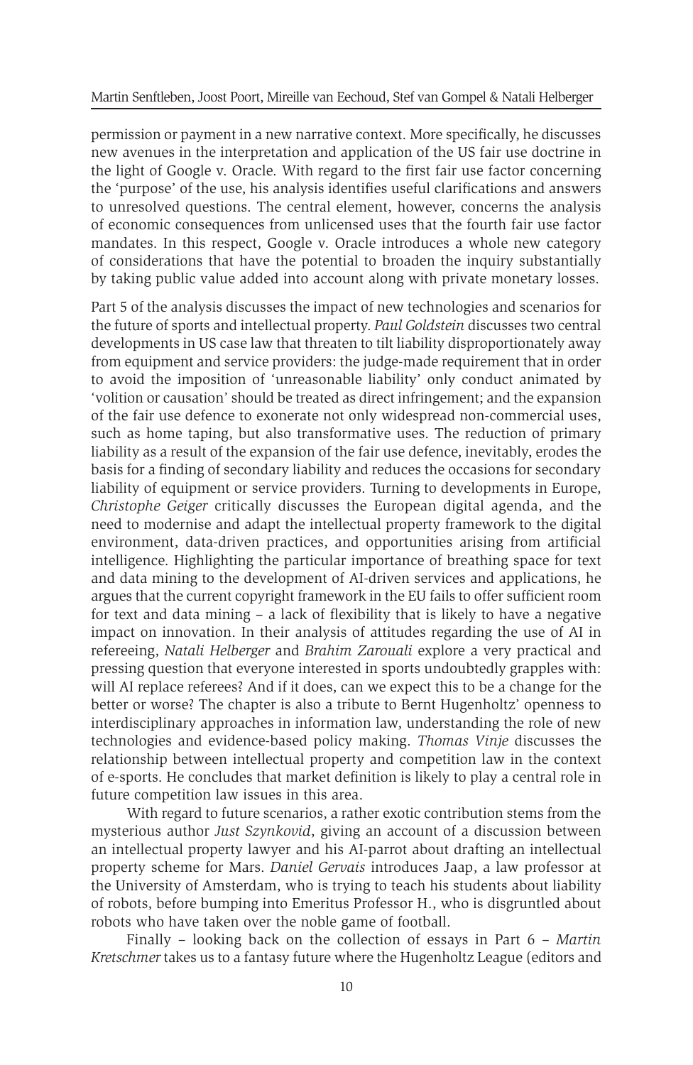permission or payment in a new narrative context. More specifically, he discusses new avenues in the interpretation and application of the US fair use doctrine in the light of Google v. Oracle. With regard to the first fair use factor concerning the 'purpose' of the use, his analysis identifies useful clarifications and answers to unresolved questions. The central element, however, concerns the analysis of economic consequences from unlicensed uses that the fourth fair use factor mandates. In this respect, Google v. Oracle introduces a whole new category of considerations that have the potential to broaden the inquiry substantially by taking public value added into account along with private monetary losses.

Part 5 of the analysis discusses the impact of new technologies and scenarios for the future of sports and intellectual property. *Paul Goldstein* discusses two central developments in US case law that threaten to tilt liability disproportionately away from equipment and service providers: the judge-made requirement that in order to avoid the imposition of 'unreasonable liability' only conduct animated by 'volition or causation' should be treated as direct infringement; and the expansion of the fair use defence to exonerate not only widespread non-commercial uses, such as home taping, but also transformative uses. The reduction of primary liability as a result of the expansion of the fair use defence, inevitably, erodes the basis for a finding of secondary liability and reduces the occasions for secondary liability of equipment or service providers. Turning to developments in Europe, *Christophe Geiger* critically discusses the European digital agenda, and the need to modernise and adapt the intellectual property framework to the digital environment, data-driven practices, and opportunities arising from artificial intelligence. Highlighting the particular importance of breathing space for text and data mining to the development of AI-driven services and applications, he argues that the current copyright framework in the EU fails to offer sufficient room for text and data mining – a lack of flexibility that is likely to have a negative impact on innovation. In their analysis of attitudes regarding the use of AI in refereeing, *Natali Helberger* and *Brahim Zarouali* explore a very practical and pressing question that everyone interested in sports undoubtedly grapples with: will AI replace referees? And if it does, can we expect this to be a change for the better or worse? The chapter is also a tribute to Bernt Hugenholtz' openness to interdisciplinary approaches in information law, understanding the role of new technologies and evidence-based policy making. *Thomas Vinje* discusses the relationship between intellectual property and competition law in the context of e-sports. He concludes that market definition is likely to play a central role in future competition law issues in this area.

With regard to future scenarios, a rather exotic contribution stems from the mysterious author *Just Szynkovid*, giving an account of a discussion between an intellectual property lawyer and his AI-parrot about drafting an intellectual property scheme for Mars. *Daniel Gervais* introduces Jaap, a law professor at the University of Amsterdam, who is trying to teach his students about liability of robots, before bumping into Emeritus Professor H., who is disgruntled about robots who have taken over the noble game of football.

Finally – looking back on the collection of essays in Part 6 – *Martin Kretschmer* takes us to a fantasy future where the Hugenholtz League (editors and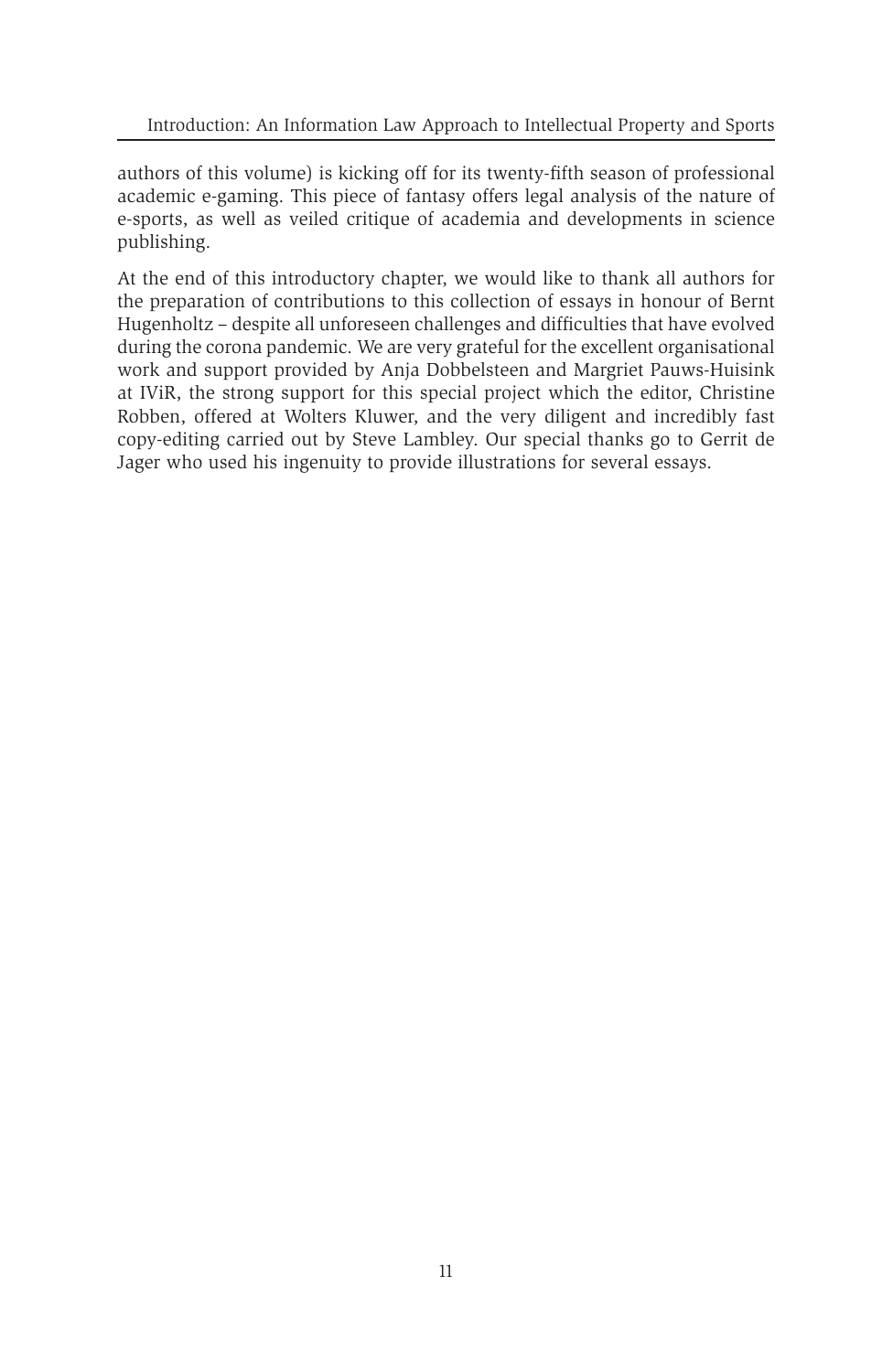authors of this volume) is kicking off for its twenty-fifth season of professional academic e-gaming. This piece of fantasy offers legal analysis of the nature of e-sports, as well as veiled critique of academia and developments in science publishing.

At the end of this introductory chapter, we would like to thank all authors for the preparation of contributions to this collection of essays in honour of Bernt Hugenholtz – despite all unforeseen challenges and difficulties that have evolved during the corona pandemic. We are very grateful for the excellent organisational work and support provided by Anja Dobbelsteen and Margriet Pauws-Huisink at IViR, the strong support for this special project which the editor, Christine Robben, offered at Wolters Kluwer, and the very diligent and incredibly fast copy-editing carried out by Steve Lambley. Our special thanks go to Gerrit de Jager who used his ingenuity to provide illustrations for several essays.